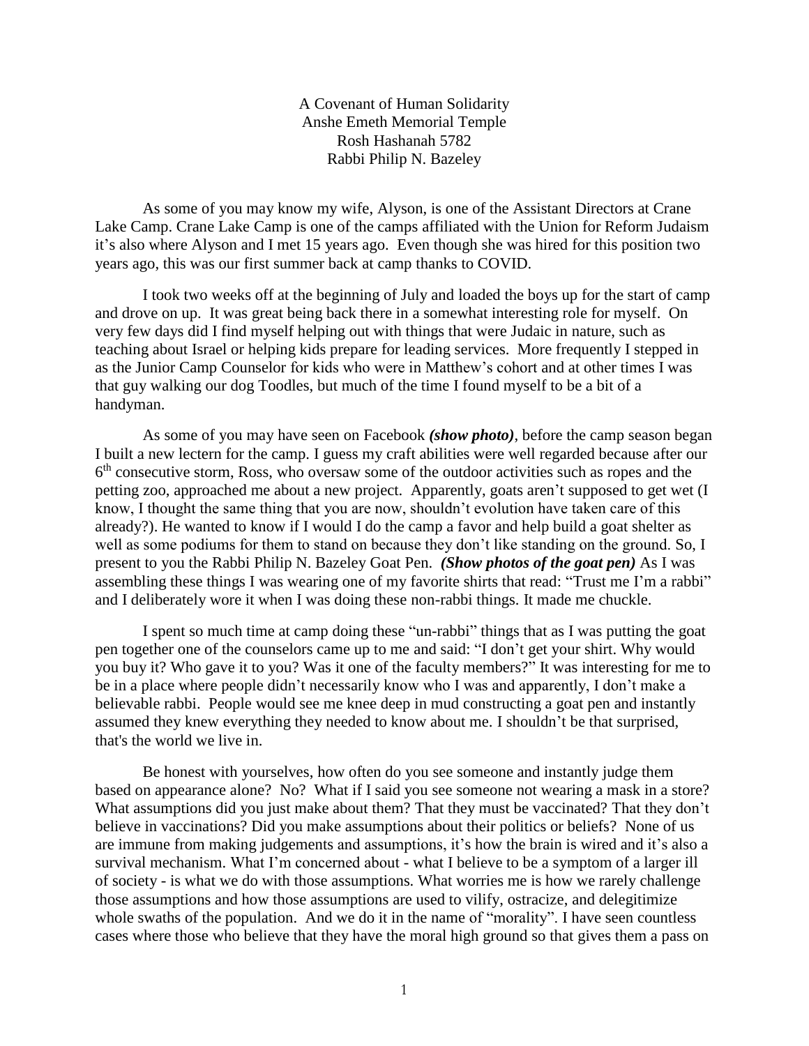A Covenant of Human Solidarity
Anshe Emeth Memorial Temple
Rosh Hashanah 5782
Rabbi Philip N. Bazeley

As some of you may know my wife, Alyson, is one of the Assistant Directors at Crane Lake Camp. Crane Lake Camp is one of the camps affiliated with the Union for Reform Judaism it's also where Alyson and I met 15 years ago. Even though she was hired for this position two years ago, this was our first summer back at camp thanks to COVID.

I took two weeks off at the beginning of July and loaded the boys up for the start of camp and drove on up. It was great being back there in a somewhat interesting role for myself. On very few days did I find myself helping out with things that were Judaic in nature, such as teaching about Israel or helping kids prepare for leading services. More frequently I stepped in as the Junior Camp Counselor for kids who were in Matthew's cohort and at other times I was that guy walking our dog Toodles, but much of the time I found myself to be a bit of a handyman.

As some of you may have seen on Facebook ***(show photo)***, before the camp season began I built a new lectern for the camp. I guess my craft abilities were well regarded because after our 6th consecutive storm, Ross, who oversaw some of the outdoor activities such as ropes and the petting zoo, approached me about a new project. Apparently, goats aren't supposed to get wet (I know, I thought the same thing that you are now, shouldn't evolution have taken care of this already?). He wanted to know if I would I do the camp a favor and help build a goat shelter as well as some podiums for them to stand on because they don't like standing on the ground. So, I present to you the Rabbi Philip N. Bazeley Goat Pen. ***(Show photos of the goat pen)*** As I was assembling these things I was wearing one of my favorite shirts that read: "Trust me I'm a rabbi" and I deliberately wore it when I was doing these non-rabbi things. It made me chuckle.

I spent so much time at camp doing these "un-rabbi" things that as I was putting the goat pen together one of the counselors came up to me and said: "I don't get your shirt. Why would you buy it? Who gave it to you? Was it one of the faculty members?" It was interesting for me to be in a place where people didn't necessarily know who I was and apparently, I don't make a believable rabbi. People would see me knee deep in mud constructing a goat pen and instantly assumed they knew everything they needed to know about me. I shouldn't be that surprised, that's the world we live in.

Be honest with yourselves, how often do you see someone and instantly judge them based on appearance alone? No? What if I said you see someone not wearing a mask in a store? What assumptions did you just make about them? That they must be vaccinated? That they don't believe in vaccinations? Did you make assumptions about their politics or beliefs? None of us are immune from making judgements and assumptions, it's how the brain is wired and it's also a survival mechanism. What I'm concerned about - what I believe to be a symptom of a larger ill of society - is what we do with those assumptions. What worries me is how we rarely challenge those assumptions and how those assumptions are used to vilify, ostracize, and delegitimize whole swaths of the population. And we do it in the name of "morality". I have seen countless cases where those who believe that they have the moral high ground so that gives them a pass on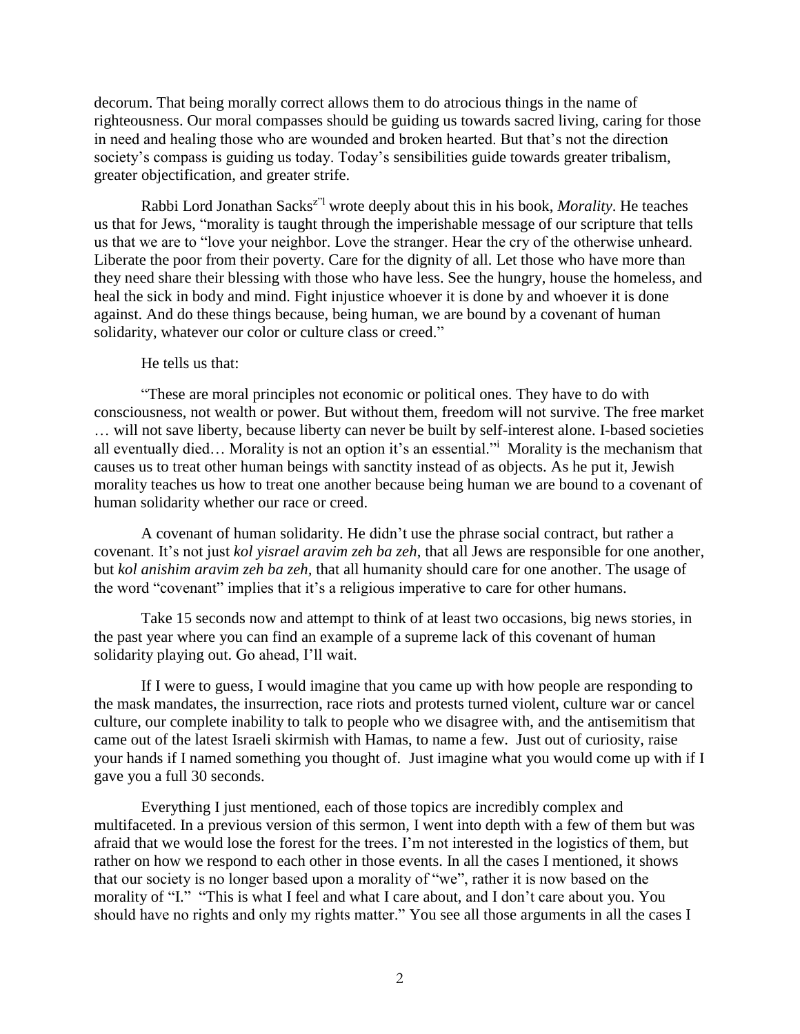decorum. That being morally correct allows them to do atrocious things in the name of righteousness. Our moral compasses should be guiding us towards sacred living, caring for those in need and healing those who are wounded and broken hearted. But that's not the direction society's compass is guiding us today. Today's sensibilities guide towards greater tribalism, greater objectification, and greater strife.

Rabbi Lord Jonathan Sacks[z"l] wrote deeply about this in his book, *Morality*. He teaches us that for Jews, "morality is taught through the imperishable message of our scripture that tells us that we are to "love your neighbor. Love the stranger. Hear the cry of the otherwise unheard. Liberate the poor from their poverty. Care for the dignity of all. Let those who have more than they need share their blessing with those who have less. See the hungry, house the homeless, and heal the sick in body and mind. Fight injustice whoever it is done by and whoever it is done against. And do these things because, being human, we are bound by a covenant of human solidarity, whatever our color or culture class or creed."

He tells us that:

"These are moral principles not economic or political ones. They have to do with consciousness, not wealth or power. But without them, freedom will not survive. The free market … will not save liberty, because liberty can never be built by self-interest alone. I-based societies all eventually died… Morality is not an option it's an essential."[i] Morality is the mechanism that causes us to treat other human beings with sanctity instead of as objects. As he put it, Jewish morality teaches us how to treat one another because being human we are bound to a covenant of human solidarity whether our race or creed.

A covenant of human solidarity. He didn't use the phrase social contract, but rather a covenant. It's not just *kol yisrael aravim zeh ba zeh*, that all Jews are responsible for one another, but *kol anishim aravim zeh ba zeh*, that all humanity should care for one another. The usage of the word "covenant" implies that it's a religious imperative to care for other humans.

Take 15 seconds now and attempt to think of at least two occasions, big news stories, in the past year where you can find an example of a supreme lack of this covenant of human solidarity playing out. Go ahead, I'll wait.

If I were to guess, I would imagine that you came up with how people are responding to the mask mandates, the insurrection, race riots and protests turned violent, culture war or cancel culture, our complete inability to talk to people who we disagree with, and the antisemitism that came out of the latest Israeli skirmish with Hamas, to name a few. Just out of curiosity, raise your hands if I named something you thought of. Just imagine what you would come up with if I gave you a full 30 seconds.

Everything I just mentioned, each of those topics are incredibly complex and multifaceted. In a previous version of this sermon, I went into depth with a few of them but was afraid that we would lose the forest for the trees. I'm not interested in the logistics of them, but rather on how we respond to each other in those events. In all the cases I mentioned, it shows that our society is no longer based upon a morality of "we", rather it is now based on the morality of "I." "This is what I feel and what I care about, and I don't care about you. You should have no rights and only my rights matter." You see all those arguments in all the cases I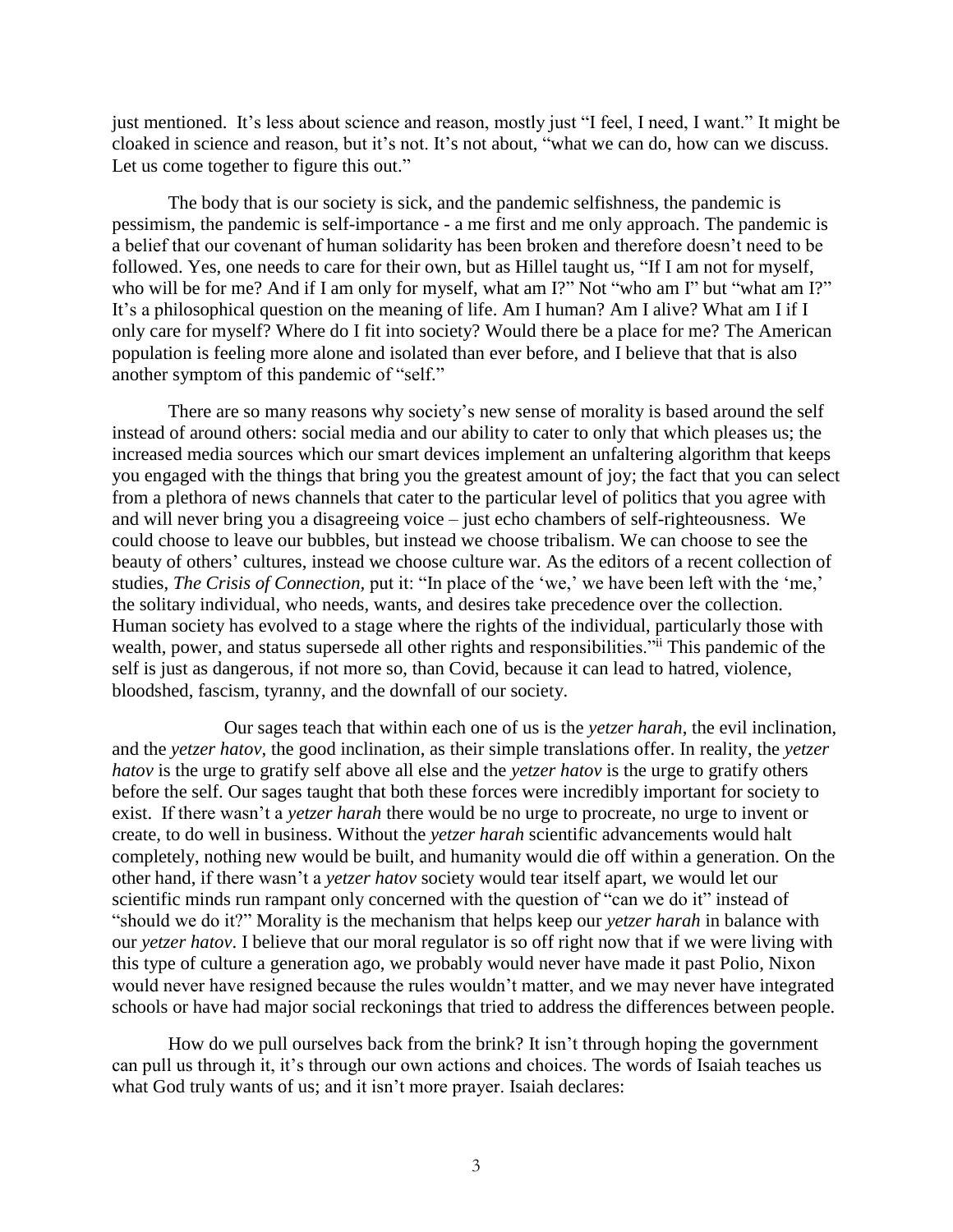just mentioned. It's less about science and reason, mostly just "I feel, I need, I want." It might be cloaked in science and reason, but it's not. It's not about, "what we can do, how can we discuss. Let us come together to figure this out."

The body that is our society is sick, and the pandemic selfishness, the pandemic is pessimism, the pandemic is self-importance - a me first and me only approach. The pandemic is a belief that our covenant of human solidarity has been broken and therefore doesn't need to be followed. Yes, one needs to care for their own, but as Hillel taught us, "If I am not for myself, who will be for me? And if I am only for myself, what am I?" Not "who am I" but "what am I?" It's a philosophical question on the meaning of life. Am I human? Am I alive? What am I if I only care for myself? Where do I fit into society? Would there be a place for me? The American population is feeling more alone and isolated than ever before, and I believe that that is also another symptom of this pandemic of "self."

There are so many reasons why society's new sense of morality is based around the self instead of around others: social media and our ability to cater to only that which pleases us; the increased media sources which our smart devices implement an unfaltering algorithm that keeps you engaged with the things that bring you the greatest amount of joy; the fact that you can select from a plethora of news channels that cater to the particular level of politics that you agree with and will never bring you a disagreeing voice – just echo chambers of self-righteousness. We could choose to leave our bubbles, but instead we choose tribalism. We can choose to see the beauty of others' cultures, instead we choose culture war. As the editors of a recent collection of studies, *The Crisis of Connection,* put it: "In place of the 'we,' we have been left with the 'me,' the solitary individual, who needs, wants, and desires take precedence over the collection. Human society has evolved to a stage where the rights of the individual, particularly those with wealth, power, and status supersede all other rights and responsibilities."[ii] This pandemic of the self is just as dangerous, if not more so, than Covid, because it can lead to hatred, violence, bloodshed, fascism, tyranny, and the downfall of our society.

Our sages teach that within each one of us is the *yetzer harah*, the evil inclination, and the *yetzer hatov*, the good inclination, as their simple translations offer. In reality, the *yetzer hatov* is the urge to gratify self above all else and the *yetzer hatov* is the urge to gratify others before the self. Our sages taught that both these forces were incredibly important for society to exist. If there wasn't a *yetzer harah* there would be no urge to procreate, no urge to invent or create, to do well in business. Without the *yetzer harah* scientific advancements would halt completely, nothing new would be built, and humanity would die off within a generation. On the other hand, if there wasn't a *yetzer hatov* society would tear itself apart, we would let our scientific minds run rampant only concerned with the question of "can we do it" instead of "should we do it?" Morality is the mechanism that helps keep our *yetzer harah* in balance with our *yetzer hatov*. I believe that our moral regulator is so off right now that if we were living with this type of culture a generation ago, we probably would never have made it past Polio, Nixon would never have resigned because the rules wouldn't matter, and we may never have integrated schools or have had major social reckonings that tried to address the differences between people.

How do we pull ourselves back from the brink? It isn't through hoping the government can pull us through it, it's through our own actions and choices. The words of Isaiah teaches us what God truly wants of us; and it isn't more prayer. Isaiah declares: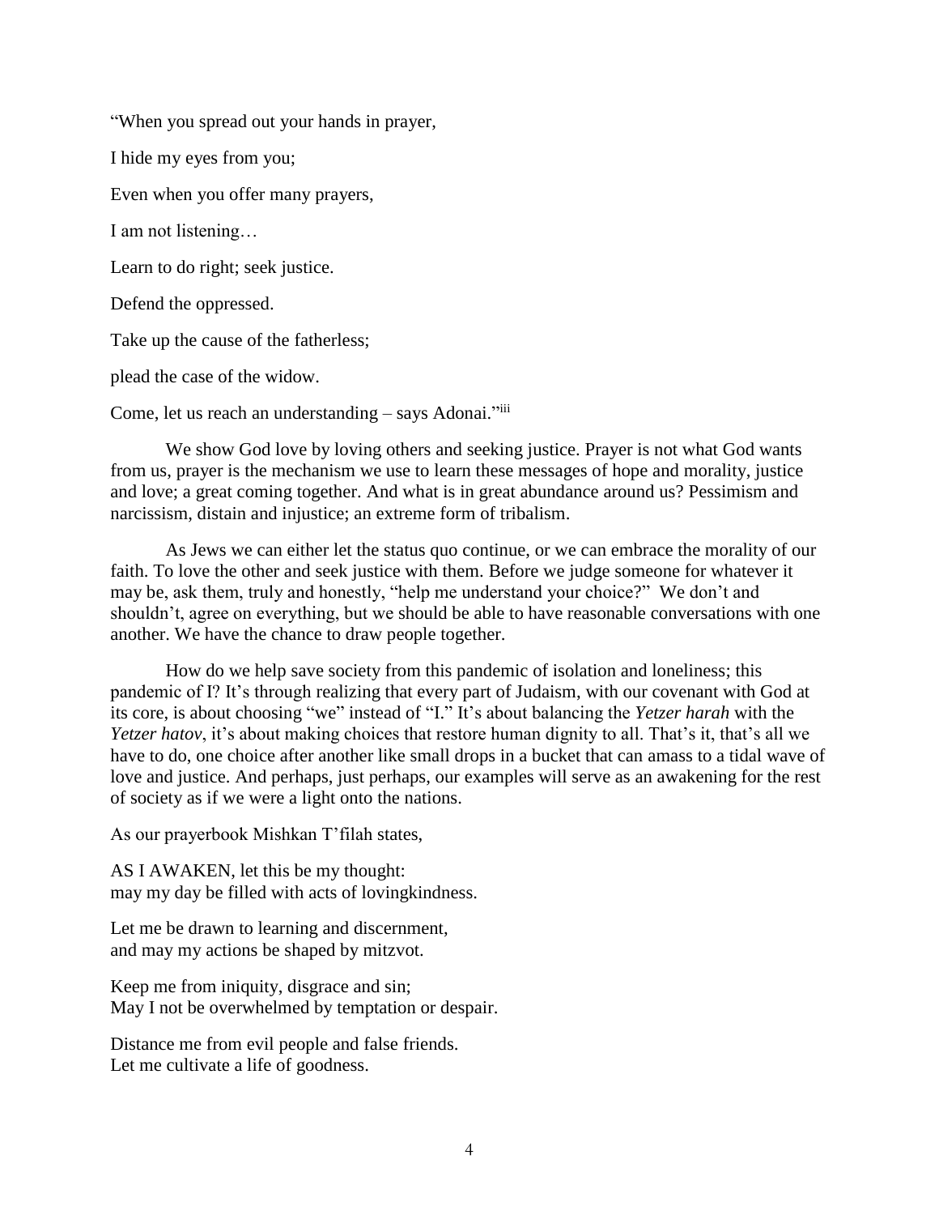"When you spread out your hands in prayer,

I hide my eyes from you;

Even when you offer many prayers,

I am not listening…

Learn to do right; seek justice.

Defend the oppressed.

Take up the cause of the fatherless;

plead the case of the widow.

Come, let us reach an understanding – says Adonai."[iii]

We show God love by loving others and seeking justice. Prayer is not what God wants from us, prayer is the mechanism we use to learn these messages of hope and morality, justice and love; a great coming together. And what is in great abundance around us? Pessimism and narcissism, distain and injustice; an extreme form of tribalism.

As Jews we can either let the status quo continue, or we can embrace the morality of our faith. To love the other and seek justice with them. Before we judge someone for whatever it may be, ask them, truly and honestly, "help me understand your choice?" We don't and shouldn't, agree on everything, but we should be able to have reasonable conversations with one another. We have the chance to draw people together.

How do we help save society from this pandemic of isolation and loneliness; this pandemic of I? It's through realizing that every part of Judaism, with our covenant with God at its core, is about choosing "we" instead of "I." It's about balancing the *Yetzer harah* with the *Yetzer hatov*, it's about making choices that restore human dignity to all. That's it, that's all we have to do, one choice after another like small drops in a bucket that can amass to a tidal wave of love and justice. And perhaps, just perhaps, our examples will serve as an awakening for the rest of society as if we were a light onto the nations.

As our prayerbook Mishkan T'filah states,

AS I AWAKEN, let this be my thought:  
may my day be filled with acts of lovingkindness.

Let me be drawn to learning and discernment,  
and may my actions be shaped by mitzvot.

Keep me from iniquity, disgrace and sin;  
May I not be overwhelmed by temptation or despair.

Distance me from evil people and false friends.  
Let me cultivate a life of goodness.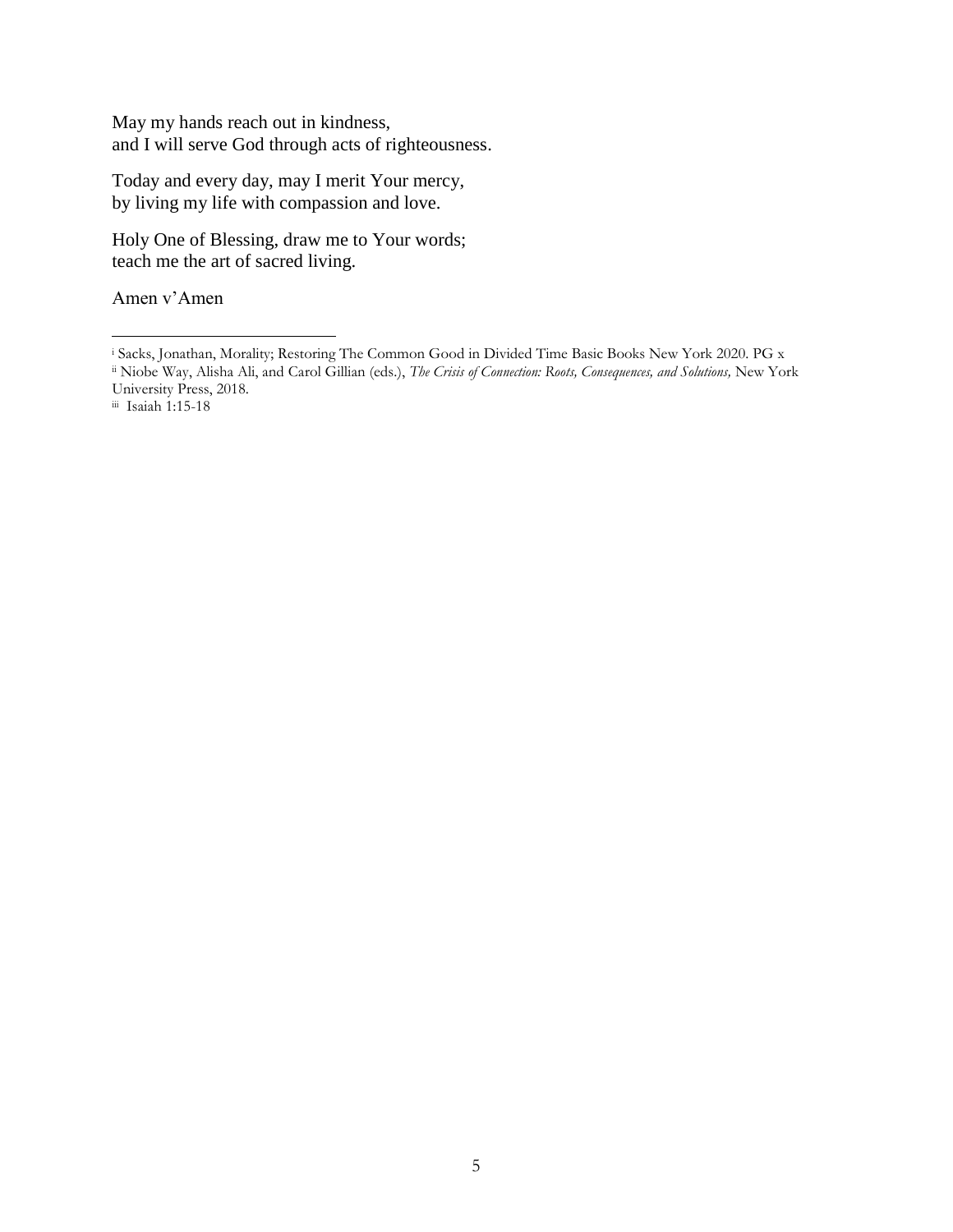May my hands reach out in kindness,
and I will serve God through acts of righteousness.

Today and every day, may I merit Your mercy,
by living my life with compassion and love.

Holy One of Blessing, draw me to Your words;
teach me the art of sacred living.

Amen v'Amen

---

[i] Sacks, Jonathan, Morality; Restoring The Common Good in Divided Time Basic Books New York 2020. PG x

[ii] Niobe Way, Alisha Ali, and Carol Gillian (eds.), *The Crisis of Connection: Roots, Consequences, and Solutions,* New York University Press, 2018.

[iii] Isaiah 1:15-18